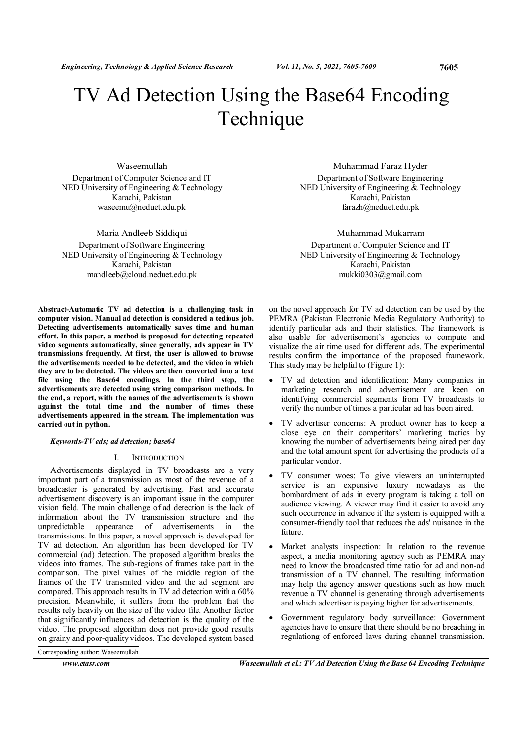# TV Ad Detection Using the Base64 Encoding Technique

Waseemullah
Department of Computer Science and IT
NED University of Engineering & Technology
Karachi, Pakistan
waseemu@neduet.edu.pk

Muhammad Faraz Hyder
Department of Software Engineering
NED University of Engineering & Technology
Karachi, Pakistan
farazh@neduet.edu.pk

Maria Andleeb Siddiqui
Department of Software Engineering
NED University of Engineering & Technology
Karachi, Pakistan
mandleeb@cloud.neduet.edu.pk

Muhammad Mukarram
Department of Computer Science and IT
NED University of Engineering & Technology
Karachi, Pakistan
mukki0303@gmail.com

**Abstract-Automatic TV ad detection is a challenging task in computer vision. Manual ad detection is considered a tedious job. Detecting advertisements automatically saves time and human effort. In this paper, a method is proposed for detecting repeated video segments automatically, since generally, ads appear in TV transmissions frequently. At first, the user is allowed to browse the advertisements needed to be detected, and the video in which they are to be detected. The videos are then converted into a text file using the Base64 encodings. In the third step, the advertisements are detected using string comparison methods. In the end, a report, with the names of the advertisements is shown against the total time and the number of times these advertisements appeared in the stream. The implementation was carried out in python.**

***Keywords-TV ads; ad detection; base64***

## I. INTRODUCTION

Advertisements displayed in TV broadcasts are a very important part of a transmission as most of the revenue of a broadcaster is generated by advertising. Fast and accurate advertisement discovery is an important issue in the computer vision field. The main challenge of ad detection is the lack of information about the TV transmission structure and the unpredictable appearance of advertisements in the transmissions. In this paper, a novel approach is developed for TV ad detection. An algorithm has been developed for TV commercial (ad) detection. The proposed algorithm breaks the videos into frames. The sub-regions of frames take part in the comparison. The pixel values of the middle region of the frames of the TV transmitted video and the ad segment are compared. This approach results in TV ad detection with a 60% precision. Meanwhile, it suffers from the problem that the results rely heavily on the size of the video file. Another factor that significantly influences ad detection is the quality of the video. The proposed algorithm does not provide good results on grainy and poor-quality videos. The developed system based on the novel approach for TV ad detection can be used by the PEMRA (Pakistan Electronic Media Regulatory Authority) to identify particular ads and their statistics. The framework is also usable for advertisement's agencies to compute and visualize the air time used for different ads. The experimental results confirm the importance of the proposed framework. This study may be helpful to (Figure 1):

- TV ad detection and identification: Many companies in marketing research and advertisement are keen on identifying commercial segments from TV broadcasts to verify the number of times a particular ad has been aired.
- TV advertiser concerns: A product owner has to keep a close eye on their competitors' marketing tactics by knowing the number of advertisements being aired per day and the total amount spent for advertising the products of a particular vendor.
- TV consumer woes: To give viewers an uninterrupted service is an expensive luxury nowadays as the bombardment of ads in every program is taking a toll on audience viewing. A viewer may find it easier to avoid any such occurrence in advance if the system is equipped with a consumer-friendly tool that reduces the ads' nuisance in the future.
- Market analysts inspection: In relation to the revenue aspect, a media monitoring agency such as PEMRA may need to know the broadcasted time ratio for ad and non-ad transmission of a TV channel. The resulting information may help the agency answer questions such as how much revenue a TV channel is generating through advertisements and which advertiser is paying higher for advertisements.
- Government regulatory body surveillance: Government agencies have to ensure that there should be no breaching in regulationg of enforced laws during channel transmission.

Corresponding author: Waseemullah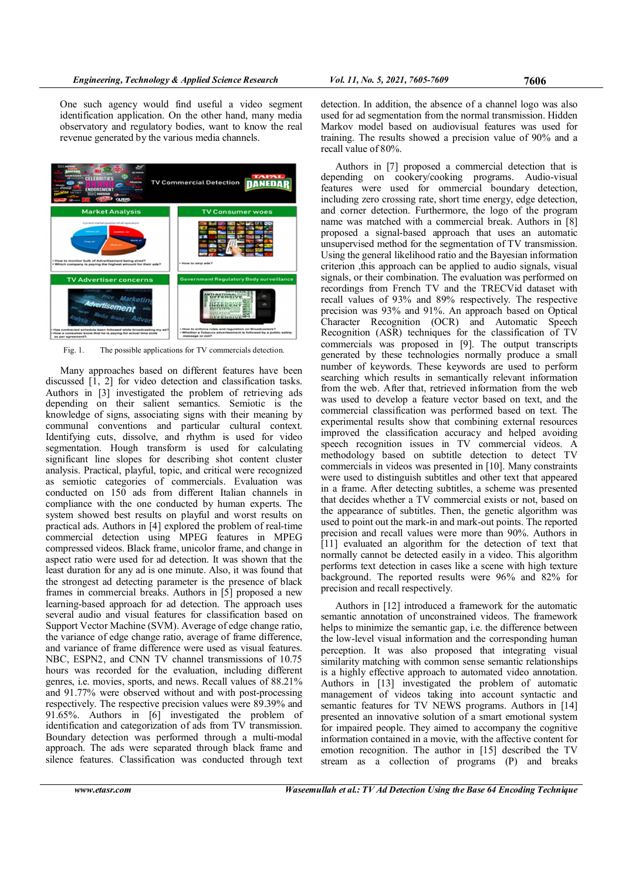One such agency would find useful a video segment identification application. On the other hand, many media observatory and regulatory bodies, want to know the real revenue generated by the various media channels.

Fig. 1. The possible applications for TV commercials detection.

Many approaches based on different features have been discussed [1, 2] for video detection and classification tasks. Authors in [3] investigated the problem of retrieving ads depending on their salient semantics. Semiotic is the knowledge of signs, associating signs with their meaning by communal conventions and particular cultural context. Identifying cuts, dissolve, and rhythm is used for video segmentation. Hough transform is used for calculating significant line slopes for describing shot content cluster analysis. Practical, playful, topic, and critical were recognized as semiotic categories of commercials. Evaluation was conducted on 150 ads from different Italian channels in compliance with the one conducted by human experts. The system showed best results on playful and worst results on practical ads. Authors in [4] explored the problem of real-time commercial detection using MPEG features in MPEG compressed videos. Black frame, unicolor frame, and change in aspect ratio were used for ad detection. It was shown that the least duration for any ad is one minute. Also, it was found that the strongest ad detecting parameter is the presence of black frames in commercial breaks. Authors in [5] proposed a new learning-based approach for ad detection. The approach uses several audio and visual features for classification based on Support Vector Machine (SVM). Average of edge change ratio, the variance of edge change ratio, average of frame difference, and variance of frame difference were used as visual features. NBC, ESPN2, and CNN TV channel transmissions of 10.75 hours was recorded for the evaluation, including different genres, i.e. movies, sports, and news. Recall values of 88.21% and 91.77% were observed without and with post-processing respectively. The respective precision values were 89.39% and 91.65%. Authors in [6] investigated the problem of identification and categorization of ads from TV transmission. Boundary detection was performed through a multi-modal approach. The ads were separated through black frame and silence features. Classification was conducted through text detection. In addition, the absence of a channel logo was also used for ad segmentation from the normal transmission. Hidden Markov model based on audiovisual features was used for training. The results showed a precision value of 90% and a recall value of 80%.

Authors in [7] proposed a commercial detection that is depending on cookery/cooking programs. Audio-visual features were used for ommercial boundary detection, including zero crossing rate, short time energy, edge detection, and corner detection. Furthermore, the logo of the program name was matched with a commercial break. Authors in [8] proposed a signal-based approach that uses an automatic unsupervised method for the segmentation of TV transmission. Using the general likelihood ratio and the Bayesian information criterion ,this approach can be applied to audio signals, visual signals, or their combination. The evaluation was performed on recordings from French TV and the TRECVid dataset with recall values of 93% and 89% respectively. The respective precision was 93% and 91%. An approach based on Optical Character Recognition (OCR) and Automatic Speech Recognition (ASR) techniques for the classification of TV commercials was proposed in [9]. The output transcripts generated by these technologies normally produce a small number of keywords. These keywords are used to perform searching which results in semantically relevant information from the web. After that, retrieved information from the web was used to develop a feature vector based on text, and the commercial classification was performed based on text. The experimental results show that combining external resources improved the classification accuracy and helped avoiding speech recognition issues in TV commercial videos. A methodology based on subtitle detection to detect TV commercials in videos was presented in [10]. Many constraints were used to distinguish subtitles and other text that appeared in a frame. After detecting subtitles, a scheme was presented that decides whether a TV commercial exists or not, based on the appearance of subtitles. Then, the genetic algorithm was used to point out the mark-in and mark-out points. The reported precision and recall values were more than 90%. Authors in [11] evaluated an algorithm for the detection of text that normally cannot be detected easily in a video. This algorithm performs text detection in cases like a scene with high texture background. The reported results were 96% and 82% for precision and recall respectively.

Authors in [12] introduced a framework for the automatic semantic annotation of unconstrained videos. The framework helps to minimize the semantic gap, i.e. the difference between the low-level visual information and the corresponding human perception. It was also proposed that integrating visual similarity matching with common sense semantic relationships is a highly effective approach to automated video annotation. Authors in [13] investigated the problem of automatic management of videos taking into account syntactic and semantic features for TV NEWS programs. Authors in [14] presented an innovative solution of a smart emotional system for impaired people. They aimed to accompany the cognitive information contained in a movie, with the affective content for emotion recognition. The author in [15] described the TV stream as a collection of programs (P) and breaks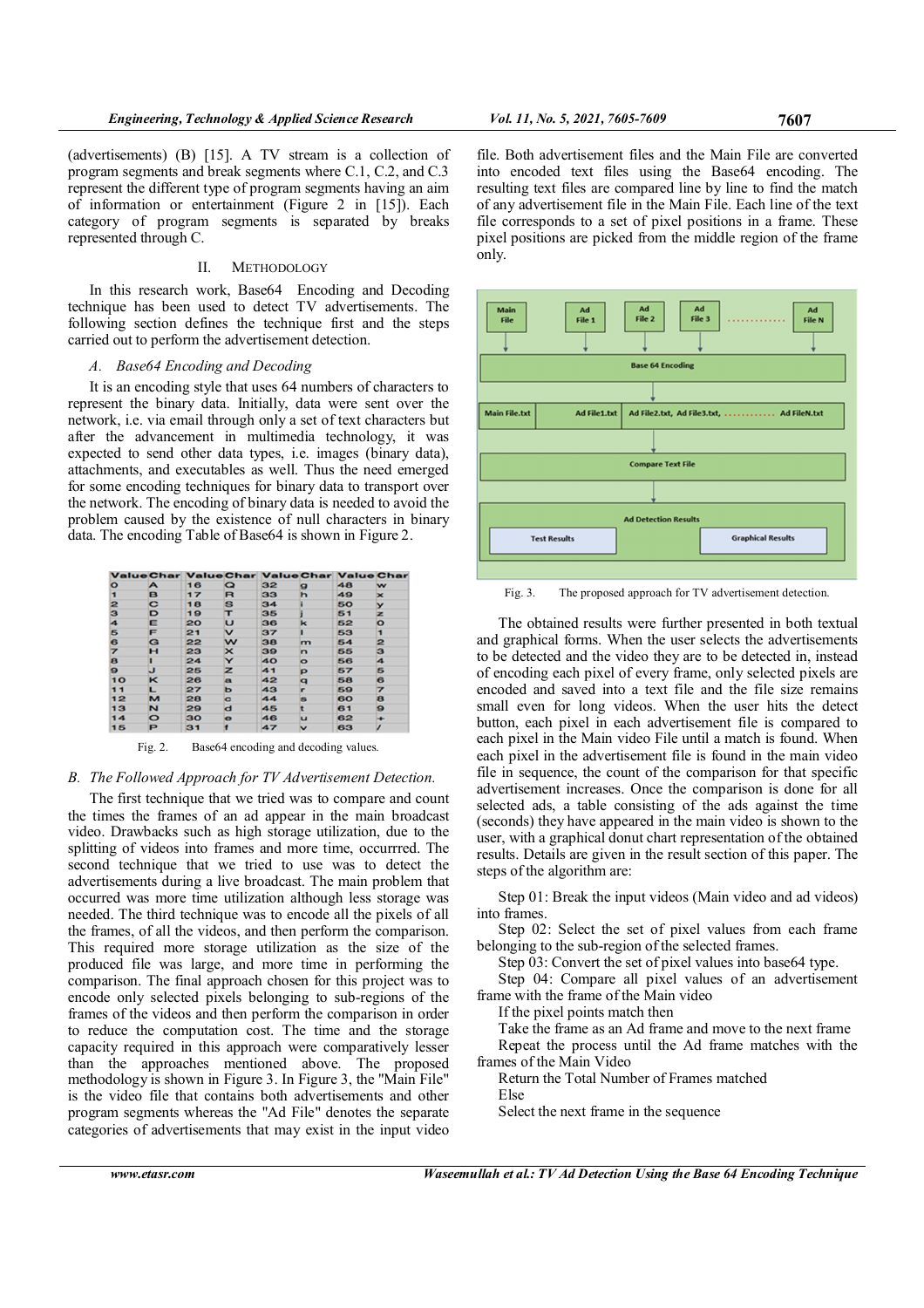(advertisements) (B) [15]. A TV stream is a collection of program segments and break segments where C.1, C.2, and C.3 represent the different type of program segments having an aim of information or entertainment (Figure 2 in [15]). Each category of program segments is separated by breaks represented through C.

## II. METHODOLOGY

In this research work, Base64 Encoding and Decoding technique has been used to detect TV advertisements. The following section defines the technique first and the steps carried out to perform the advertisement detection.

### *A. Base64 Encoding and Decoding*

It is an encoding style that uses 64 numbers of characters to represent the binary data. Initially, data were sent over the network, i.e. via email through only a set of text characters but after the advancement in multimedia technology, it was expected to send other data types, i.e. images (binary data), attachments, and executables as well. Thus the need emerged for some encoding techniques for binary data to transport over the network. The encoding of binary data is needed to avoid the problem caused by the existence of null characters in binary data. The encoding Table of Base64 is shown in Figure 2.

| Value | Char | Value | Char | Value | Char | Value | Char |
|---|---|---|---|---|---|---|---|
| 0 | A | 16 | Q | 32 | g | 48 | w |
| 1 | B | 17 | R | 33 | h | 49 | x |
| 2 | C | 18 | S | 34 | i | 50 | y |
| 3 | D | 19 | T | 35 | j | 51 | z |
| 4 | E | 20 | U | 36 | k | 52 | 0 |
| 5 | F | 21 | V | 37 | l | 53 | 1 |
| 6 | G | 22 | W | 38 | m | 54 | 2 |
| 7 | H | 23 | X | 39 | n | 55 | 3 |
| 8 | I | 24 | Y | 40 | o | 56 | 4 |
| 9 | J | 25 | Z | 41 | p | 57 | 5 |
| 10 | K | 26 | a | 42 | q | 58 | 6 |
| 11 | L | 27 | b | 43 | r | 59 | 7 |
| 12 | M | 28 | c | 44 | s | 60 | 8 |
| 13 | N | 29 | d | 45 | t | 61 | 9 |
| 14 | O | 30 | e | 46 | u | 62 | + |
| 15 | P | 31 | f | 47 | v | 63 | / |

Fig. 2. Base64 encoding and decoding values.

### *B. The Followed Approach for TV Advertisement Detection.*

The first technique that we tried was to compare and count the times the frames of an ad appear in the main broadcast video. Drawbacks such as high storage utilization, due to the splitting of videos into frames and more time, occurrred. The second technique that we tried to use was to detect the advertisements during a live broadcast. The main problem that occurred was more time utilization although less storage was needed. The third technique was to encode all the pixels of all the frames, of all the videos, and then perform the comparison. This required more storage utilization as the size of the produced file was large, and more time in performing the comparison. The final approach chosen for this project was to encode only selected pixels belonging to sub-regions of the frames of the videos and then perform the comparison in order to reduce the computation cost. The time and the storage capacity required in this approach were comparatively lesser than the approaches mentioned above. The proposed methodology is shown in Figure 3. In Figure 3, the "Main File" is the video file that contains both advertisements and other program segments whereas the "Ad File" denotes the separate categories of advertisements that may exist in the input video file. Both advertisement files and the Main File are converted into encoded text files using the Base64 encoding. The resulting text files are compared line by line to find the match of any advertisement file in the Main File. Each line of the text file corresponds to a set of pixel positions in a frame. These pixel positions are picked from the middle region of the frame only.

Fig. 3. The proposed approach for TV advertisement detection.

The obtained results were further presented in both textual and graphical forms. When the user selects the advertisements to be detected and the video they are to be detected in, instead of encoding each pixel of every frame, only selected pixels are encoded and saved into a text file and the file size remains small even for long videos. When the user hits the detect button, each pixel in each advertisement file is compared to each pixel in the Main video File until a match is found. When each pixel in the advertisement file is found in the main video file in sequence, the count of the comparison for that specific advertisement increases. Once the comparison is done for all selected ads, a table consisting of the ads against the time (seconds) they have appeared in the main video is shown to the user, with a graphical donut chart representation of the obtained results. Details are given in the result section of this paper. The steps of the algorithm are:

Step 01: Break the input videos (Main video and ad videos) into frames.

Step 02: Select the set of pixel values from each frame belonging to the sub-region of the selected frames.

Step 03: Convert the set of pixel values into base64 type.

Step 04: Compare all pixel values of an advertisement frame with the frame of the Main video

If the pixel points match then

Take the frame as an Ad frame and move to the next frame

Repeat the process until the Ad frame matches with the frames of the Main Video

Return the Total Number of Frames matched

Else

Select the next frame in the sequence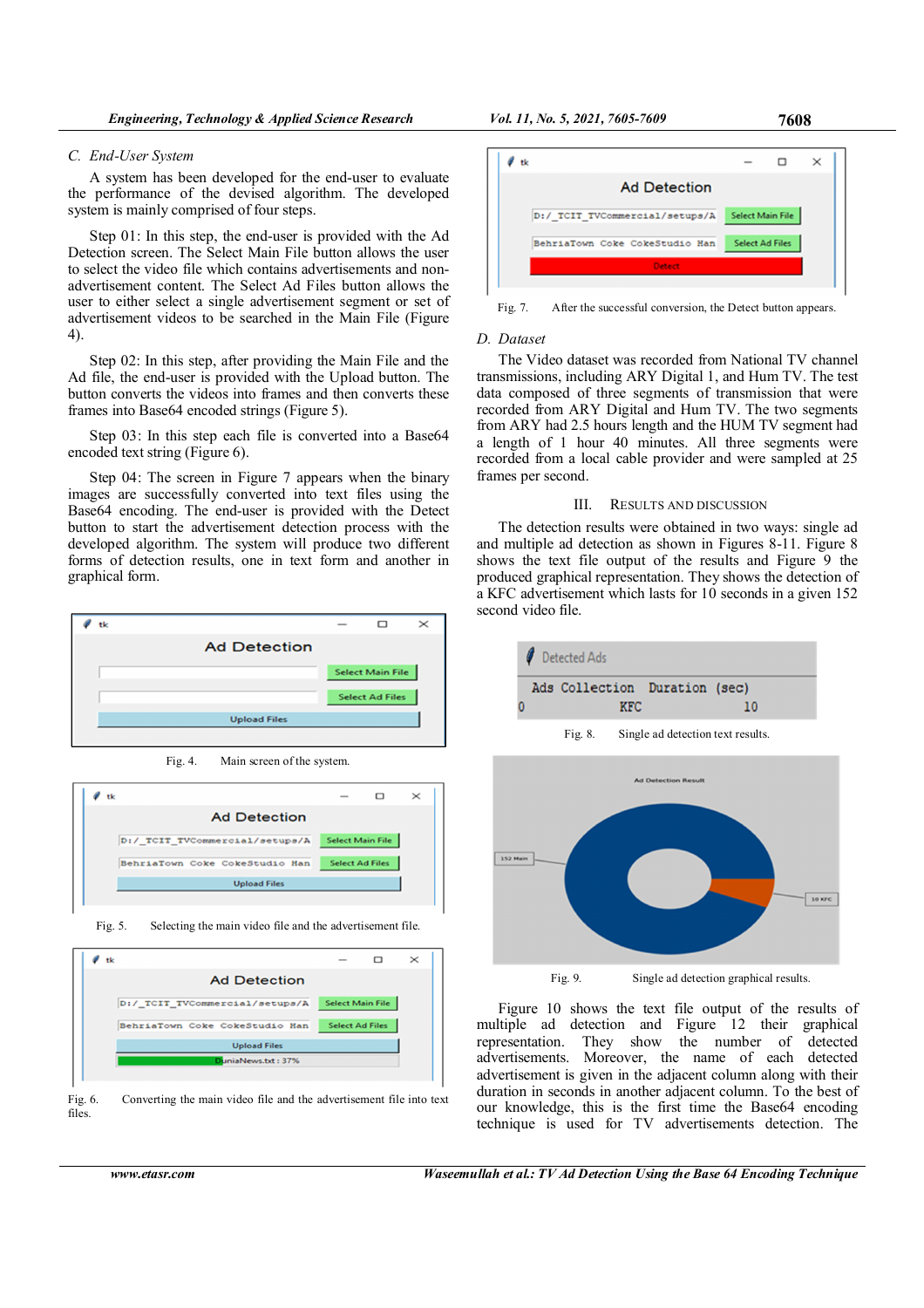### C. End-User System

A system has been developed for the end-user to evaluate the performance of the devised algorithm. The developed system is mainly comprised of four steps.

Step 01: In this step, the end-user is provided with the Ad Detection screen. The Select Main File button allows the user to select the video file which contains advertisements and non-advertisement content. The Select Ad Files button allows the user to either select a single advertisement segment or set of advertisement videos to be searched in the Main File (Figure 4).

Step 02: In this step, after providing the Main File and the Ad file, the end-user is provided with the Upload button. The button converts the videos into frames and then converts these frames into Base64 encoded strings (Figure 5).

Step 03: In this step each file is converted into a Base64 encoded text string (Figure 6).

Step 04: The screen in Figure 7 appears when the binary images are successfully converted into text files using the Base64 encoding. The end-user is provided with the Detect button to start the advertisement detection process with the developed algorithm. The system will produce two different forms of detection results, one in text form and another in graphical form.

Fig. 4. Main screen of the system.

Fig. 5. Selecting the main video file and the advertisement file.

Fig. 6. Converting the main video file and the advertisement file into text files.

Fig. 7. After the successful conversion, the Detect button appears.

### D. Dataset

The Video dataset was recorded from National TV channel transmissions, including ARY Digital 1, and Hum TV. The test data composed of three segments of transmission that were recorded from ARY Digital and Hum TV. The two segments from ARY had 2.5 hours length and the HUM TV segment had a length of 1 hour 40 minutes. All three segments were recorded from a local cable provider and were sampled at 25 frames per second.

## III. Results and Discussion

The detection results were obtained in two ways: single ad and multiple ad detection as shown in Figures 8-11. Figure 8 shows the text file output of the results and Figure 9 the produced graphical representation. They shows the detection of a KFC advertisement which lasts for 10 seconds in a given 152 second video file.

Fig. 8. Single ad detection text results.

Fig. 9. Single ad detection graphical results.

Figure 10 shows the text file output of the results of multiple ad detection and Figure 12 their graphical representation. They show the number of detected advertisements. Moreover, the name of each detected advertisement is given in the adjacent column along with their duration in seconds in another adjacent column. To the best of our knowledge, this is the first time the Base64 encoding technique is used for TV advertisements detection. The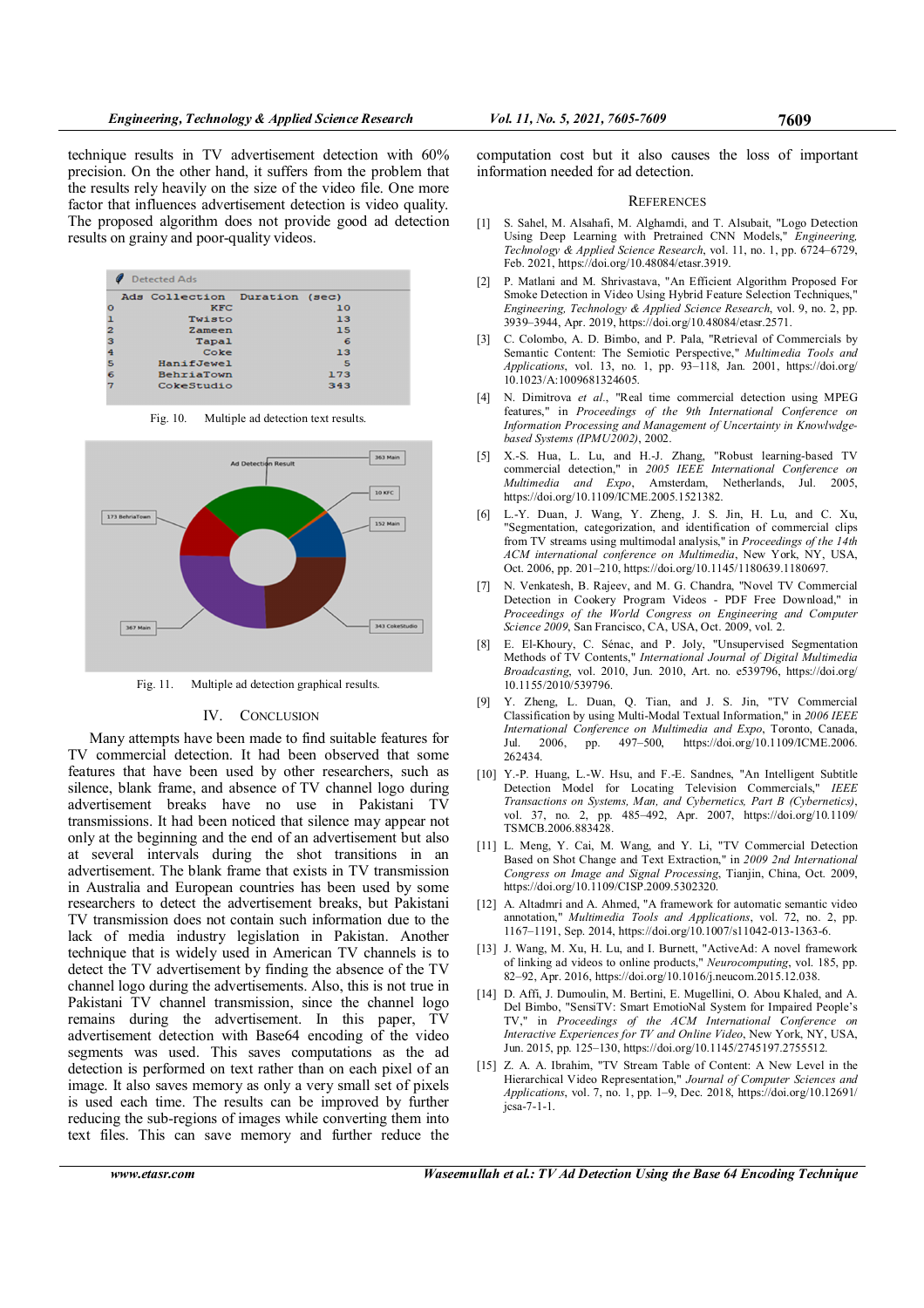technique results in TV advertisement detection with 60% precision. On the other hand, it suffers from the problem that the results rely heavily on the size of the video file. One more factor that influences advertisement detection is video quality. The proposed algorithm does not provide good ad detection results on grainy and poor-quality videos.

```
Detected Ads
  Ads Collection  Duration (sec)
0           KFC              10
1        Twisto              13
2        Zameen              15
3         Tapal               6
4          Coke              13
5    HanifJewel               5
6   BehriaTown              173
7   CokeStudio              343
```

Fig. 10. Multiple ad detection text results.

Ad Detection Result
363 Main
10 KFC
152 Main
173 BehriaTown
367 Main
343 CokeStudio

Fig. 11. Multiple ad detection graphical results.

## IV. CONCLUSION

Many attempts have been made to find suitable features for TV commercial detection. It had been observed that some features that have been used by other researchers, such as silence, blank frame, and absence of TV channel logo during advertisement breaks have no use in Pakistani TV transmissions. It had been noticed that silence may appear not only at the beginning and the end of an advertisement but also at several intervals during the shot transitions in an advertisement. The blank frame that exists in TV transmission in Australia and European countries has been used by some researchers to detect the advertisement breaks, but Pakistani TV transmission does not contain such information due to the lack of media industry legislation in Pakistan. Another technique that is widely used in American TV channels is to detect the TV advertisement by finding the absence of the TV channel logo during the advertisements. Also, this is not true in Pakistani TV channel transmission, since the channel logo remains during the advertisement. In this paper, TV advertisement detection with Base64 encoding of the video segments was used. This saves computations as the ad detection is performed on text rather than on each pixel of an image. It also saves memory as only a very small set of pixels is used each time. The results can be improved by further reducing the sub-regions of images while converting them into text files. This can save memory and further reduce the computation cost but it also causes the loss of important information needed for ad detection.

## REFERENCES

[1] S. Sahel, M. Alsahafi, M. Alghamdi, and T. Alsubait, "Logo Detection Using Deep Learning with Pretrained CNN Models," *Engineering, Technology & Applied Science Research*, vol. 11, no. 1, pp. 6724–6729, Feb. 2021, https://doi.org/10.48084/etasr.3919.

[2] P. Matlani and M. Shrivastava, "An Efficient Algorithm Proposed For Smoke Detection in Video Using Hybrid Feature Selection Techniques," *Engineering, Technology & Applied Science Research*, vol. 9, no. 2, pp. 3939–3944, Apr. 2019, https://doi.org/10.48084/etasr.2571.

[3] C. Colombo, A. D. Bimbo, and P. Pala, "Retrieval of Commercials by Semantic Content: The Semiotic Perspective," *Multimedia Tools and Applications*, vol. 13, no. 1, pp. 93–118, Jan. 2001, https://doi.org/10.1023/A:1009681324605.

[4] N. Dimitrova *et al.*, "Real time commercial detection using MPEG features," in *Proceedings of the 9th International Conference on Information Processing and Management of Uncertainty in Knowlwdge-based Systems (IPMU2002)*, 2002.

[5] X.-S. Hua, L. Lu, and H.-J. Zhang, "Robust learning-based TV commercial detection," in *2005 IEEE International Conference on Multimedia and Expo*, Amsterdam, Netherlands, Jul. 2005, https://doi.org/10.1109/ICME.2005.1521382.

[6] L.-Y. Duan, J. Wang, Y. Zheng, J. S. Jin, H. Lu, and C. Xu, "Segmentation, categorization, and identification of commercial clips from TV streams using multimodal analysis," in *Proceedings of the 14th ACM international conference on Multimedia*, New York, NY, USA, Oct. 2006, pp. 201–210, https://doi.org/10.1145/1180639.1180697.

[7] N. Venkatesh, B. Rajeev, and M. G. Chandra, "Novel TV Commercial Detection in Cookery Program Videos - PDF Free Download," in *Proceedings of the World Congress on Engineering and Computer Science 2009*, San Francisco, CA, USA, Oct. 2009, vol. 2.

[8] E. El-Khoury, C. Sénac, and P. Joly, "Unsupervised Segmentation Methods of TV Contents," *International Journal of Digital Multimedia Broadcasting*, vol. 2010, Jun. 2010, Art. no. e539796, https://doi.org/10.1155/2010/539796.

[9] Y. Zheng, L. Duan, Q. Tian, and J. S. Jin, "TV Commercial Classification by using Multi-Modal Textual Information," in *2006 IEEE International Conference on Multimedia and Expo*, Toronto, Canada, Jul. 2006, pp. 497–500, https://doi.org/10.1109/ICME.2006.262434.

[10] Y.-P. Huang, L.-W. Hsu, and F.-E. Sandnes, "An Intelligent Subtitle Detection Model for Locating Television Commercials," *IEEE Transactions on Systems, Man, and Cybernetics, Part B (Cybernetics)*, vol. 37, no. 2, pp. 485–492, Apr. 2007, https://doi.org/10.1109/TSMCB.2006.883428.

[11] L. Meng, Y. Cai, M. Wang, and Y. Li, "TV Commercial Detection Based on Shot Change and Text Extraction," in *2009 2nd International Congress on Image and Signal Processing*, Tianjin, China, Oct. 2009, https://doi.org/10.1109/CISP.2009.5302320.

[12] A. Altadmri and A. Ahmed, "A framework for automatic semantic video annotation," *Multimedia Tools and Applications*, vol. 72, no. 2, pp. 1167–1191, Sep. 2014, https://doi.org/10.1007/s11042-013-1363-6.

[13] J. Wang, M. Xu, H. Lu, and I. Burnett, "ActiveAd: A novel framework of linking ad videos to online products," *Neurocomputing*, vol. 185, pp. 82–92, Apr. 2016, https://doi.org/10.1016/j.neucom.2015.12.038.

[14] D. Affi, J. Dumoulin, M. Bertini, E. Mugellini, O. Abou Khaled, and A. Del Bimbo, "SensiTV: Smart EmotioNal System for Impaired People's TV," in *Proceedings of the ACM International Conference on Interactive Experiences for TV and Online Video*, New York, NY, USA, Jun. 2015, pp. 125–130, https://doi.org/10.1145/2745197.2755512.

[15] Z. A. A. Ibrahim, "TV Stream Table of Content: A New Level in the Hierarchical Video Representation," *Journal of Computer Sciences and Applications*, vol. 7, no. 1, pp. 1–9, Dec. 2018, https://doi.org/10.12691/jcsa-7-1-1.